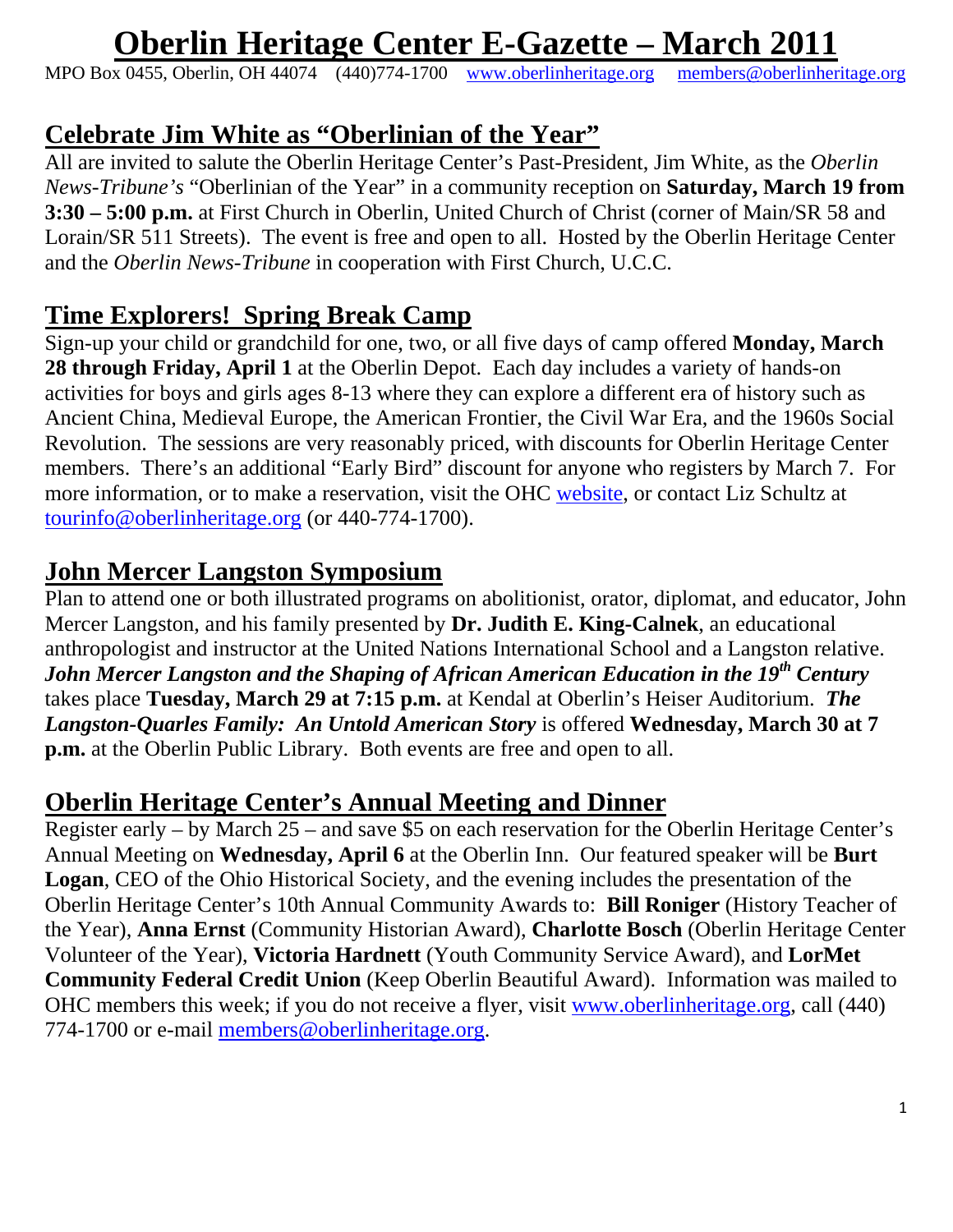# Oberlin Heritage Center E-Gazette – March 2011

MPO Box 0455, Oberlin, OH 44074 (440)774-1700 www.oberlinheritage.org members@oberlinheritage.org

## Celebrate Jim White as "Oberlinian of the Year"

All are invited to salute the Oberlin Heritage Center's Past-President, Jim White, as the *Oberlin News-Tribune's* "Oberlinian of the Year" in a community reception on **Saturday, March 19 from 3:30 – 5:00 p.m.** at First Church in Oberlin, United Church of Christ (corner of Main/SR 58 and Lorain/SR 511 Streets). The event is free and open to all. Hosted by the Oberlin Heritage Center and the *Oberlin News-Tribune* in cooperation with First Church, U.C.C.

## Time Explorers! Spring Break Camp

Sign-up your child or grandchild for one, two, or all five days of camp offered **Monday, March 28 through Friday, April 1** at the Oberlin Depot. Each day includes a variety of hands-on activities for boys and girls ages 8-13 where they can explore a different era of history such as Ancient China, Medieval Europe, the American Frontier, the Civil War Era, and the 1960s Social Revolution. The sessions are very reasonably priced, with discounts for Oberlin Heritage Center members. There's an additional "Early Bird" discount for anyone who registers by March 7. For more information, or to make a reservation, visit the OHC website, or contact Liz Schultz at tourinfo@oberlinheritage.org (or 440-774-1700).

## John Mercer Langston Symposium

Plan to attend one or both illustrated programs on abolitionist, orator, diplomat, and educator, John Mercer Langston, and his family presented by **Dr. Judith E. King-Calnek**, an educational anthropologist and instructor at the United Nations International School and a Langston relative. ***John Mercer Langston and the Shaping of African American Education in the 19th Century*** takes place **Tuesday, March 29 at 7:15 p.m.** at Kendal at Oberlin's Heiser Auditorium. ***The Langston-Quarles Family: An Untold American Story*** is offered **Wednesday, March 30 at 7 p.m.** at the Oberlin Public Library. Both events are free and open to all.

## Oberlin Heritage Center's Annual Meeting and Dinner

Register early – by March 25 – and save $5 on each reservation for the Oberlin Heritage Center's Annual Meeting on **Wednesday, April 6** at the Oberlin Inn. Our featured speaker will be **Burt Logan**, CEO of the Ohio Historical Society, and the evening includes the presentation of the Oberlin Heritage Center's 10th Annual Community Awards to: **Bill Roniger** (History Teacher of the Year), **Anna Ernst** (Community Historian Award), **Charlotte Bosch** (Oberlin Heritage Center Volunteer of the Year), **Victoria Hardnett** (Youth Community Service Award), and **LorMet Community Federal Credit Union** (Keep Oberlin Beautiful Award). Information was mailed to OHC members this week; if you do not receive a flyer, visit www.oberlinheritage.org, call (440) 774-1700 or e-mail members@oberlinheritage.org.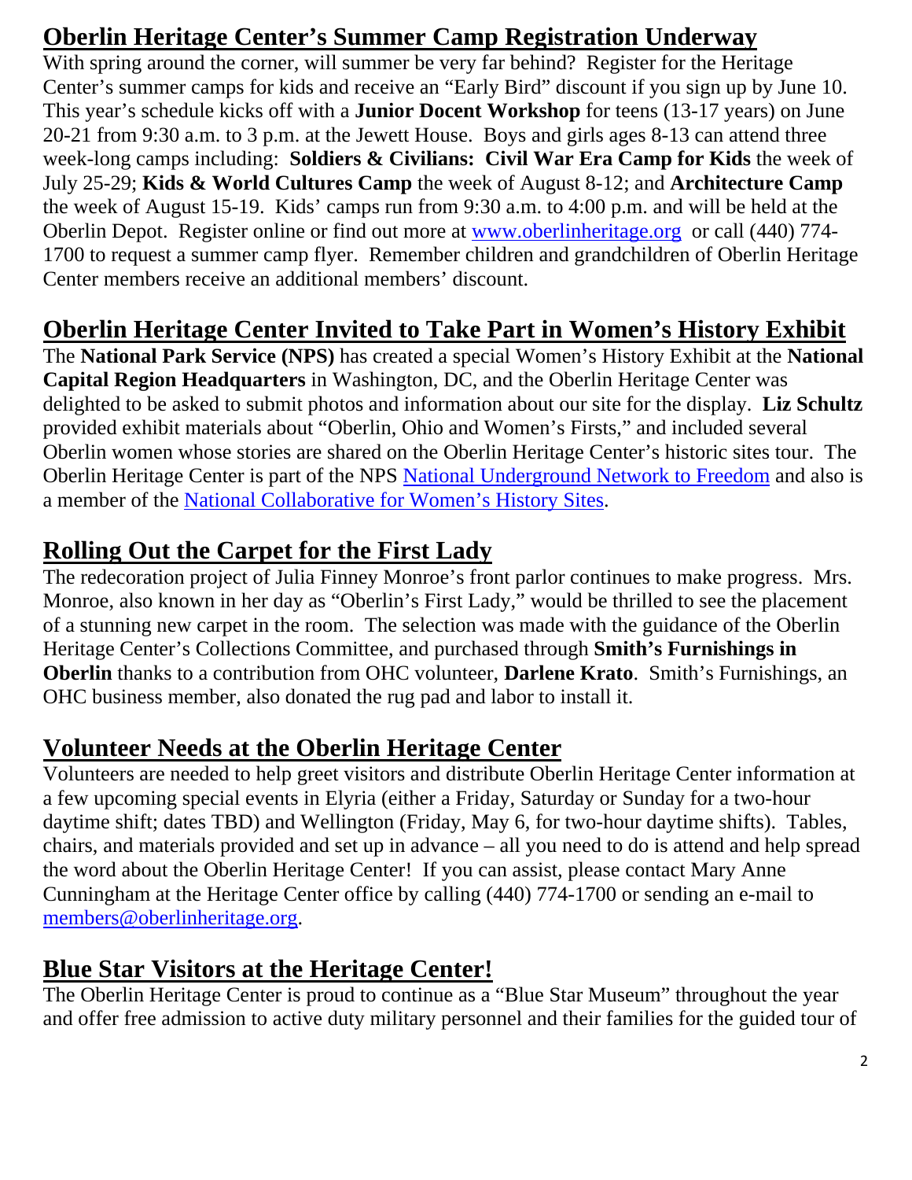## Oberlin Heritage Center's Summer Camp Registration Underway

With spring around the corner, will summer be very far behind? Register for the Heritage Center's summer camps for kids and receive an "Early Bird" discount if you sign up by June 10. This year's schedule kicks off with a **Junior Docent Workshop** for teens (13-17 years) on June 20-21 from 9:30 a.m. to 3 p.m. at the Jewett House. Boys and girls ages 8-13 can attend three week-long camps including: **Soldiers & Civilians: Civil War Era Camp for Kids** the week of July 25-29; **Kids & World Cultures Camp** the week of August 8-12; and **Architecture Camp** the week of August 15-19. Kids' camps run from 9:30 a.m. to 4:00 p.m. and will be held at the Oberlin Depot. Register online or find out more at www.oberlinheritage.org or call (440) 774-1700 to request a summer camp flyer. Remember children and grandchildren of Oberlin Heritage Center members receive an additional members' discount.

## Oberlin Heritage Center Invited to Take Part in Women's History Exhibit

The **National Park Service (NPS)** has created a special Women's History Exhibit at the **National Capital Region Headquarters** in Washington, DC, and the Oberlin Heritage Center was delighted to be asked to submit photos and information about our site for the display. **Liz Schultz** provided exhibit materials about "Oberlin, Ohio and Women's Firsts," and included several Oberlin women whose stories are shared on the Oberlin Heritage Center's historic sites tour. The Oberlin Heritage Center is part of the NPS National Underground Network to Freedom and also is a member of the National Collaborative for Women's History Sites.

## Rolling Out the Carpet for the First Lady

The redecoration project of Julia Finney Monroe's front parlor continues to make progress. Mrs. Monroe, also known in her day as "Oberlin's First Lady," would be thrilled to see the placement of a stunning new carpet in the room. The selection was made with the guidance of the Oberlin Heritage Center's Collections Committee, and purchased through **Smith's Furnishings in Oberlin** thanks to a contribution from OHC volunteer, **Darlene Krato**. Smith's Furnishings, an OHC business member, also donated the rug pad and labor to install it.

## Volunteer Needs at the Oberlin Heritage Center

Volunteers are needed to help greet visitors and distribute Oberlin Heritage Center information at a few upcoming special events in Elyria (either a Friday, Saturday or Sunday for a two-hour daytime shift; dates TBD) and Wellington (Friday, May 6, for two-hour daytime shifts). Tables, chairs, and materials provided and set up in advance – all you need to do is attend and help spread the word about the Oberlin Heritage Center! If you can assist, please contact Mary Anne Cunningham at the Heritage Center office by calling (440) 774-1700 or sending an e-mail to members@oberlinheritage.org.

## Blue Star Visitors at the Heritage Center!

The Oberlin Heritage Center is proud to continue as a "Blue Star Museum" throughout the year and offer free admission to active duty military personnel and their families for the guided tour of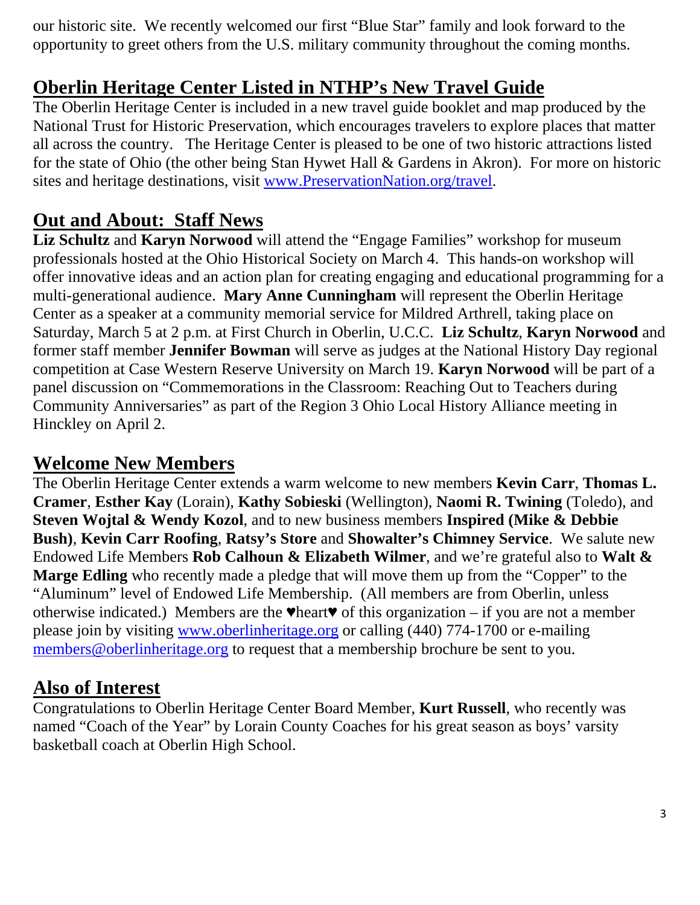our historic site. We recently welcomed our first "Blue Star" family and look forward to the opportunity to greet others from the U.S. military community throughout the coming months.

## Oberlin Heritage Center Listed in NTHP's New Travel Guide

The Oberlin Heritage Center is included in a new travel guide booklet and map produced by the National Trust for Historic Preservation, which encourages travelers to explore places that matter all across the country. The Heritage Center is pleased to be one of two historic attractions listed for the state of Ohio (the other being Stan Hywet Hall & Gardens in Akron). For more on historic sites and heritage destinations, visit www.PreservationNation.org/travel.

## Out and About: Staff News

**Liz Schultz** and **Karyn Norwood** will attend the "Engage Families" workshop for museum professionals hosted at the Ohio Historical Society on March 4. This hands-on workshop will offer innovative ideas and an action plan for creating engaging and educational programming for a multi-generational audience. **Mary Anne Cunningham** will represent the Oberlin Heritage Center as a speaker at a community memorial service for Mildred Arthrell, taking place on Saturday, March 5 at 2 p.m. at First Church in Oberlin, U.C.C. **Liz Schultz**, **Karyn Norwood** and former staff member **Jennifer Bowman** will serve as judges at the National History Day regional competition at Case Western Reserve University on March 19. **Karyn Norwood** will be part of a panel discussion on "Commemorations in the Classroom: Reaching Out to Teachers during Community Anniversaries" as part of the Region 3 Ohio Local History Alliance meeting in Hinckley on April 2.

## Welcome New Members

The Oberlin Heritage Center extends a warm welcome to new members **Kevin Carr**, **Thomas L. Cramer**, **Esther Kay** (Lorain), **Kathy Sobieski** (Wellington), **Naomi R. Twining** (Toledo), and **Steven Wojtal & Wendy Kozol**, and to new business members **Inspired (Mike & Debbie Bush)**, **Kevin Carr Roofing**, **Ratsy's Store** and **Showalter's Chimney Service**. We salute new Endowed Life Members **Rob Calhoun & Elizabeth Wilmer**, and we're grateful also to **Walt & Marge Edling** who recently made a pledge that will move them up from the "Copper" to the "Aluminum" level of Endowed Life Membership. (All members are from Oberlin, unless otherwise indicated.) Members are the ♥heart♥ of this organization – if you are not a member please join by visiting www.oberlinheritage.org or calling (440) 774-1700 or e-mailing members@oberlinheritage.org to request that a membership brochure be sent to you.

## Also of Interest

Congratulations to Oberlin Heritage Center Board Member, **Kurt Russell**, who recently was named "Coach of the Year" by Lorain County Coaches for his great season as boys' varsity basketball coach at Oberlin High School.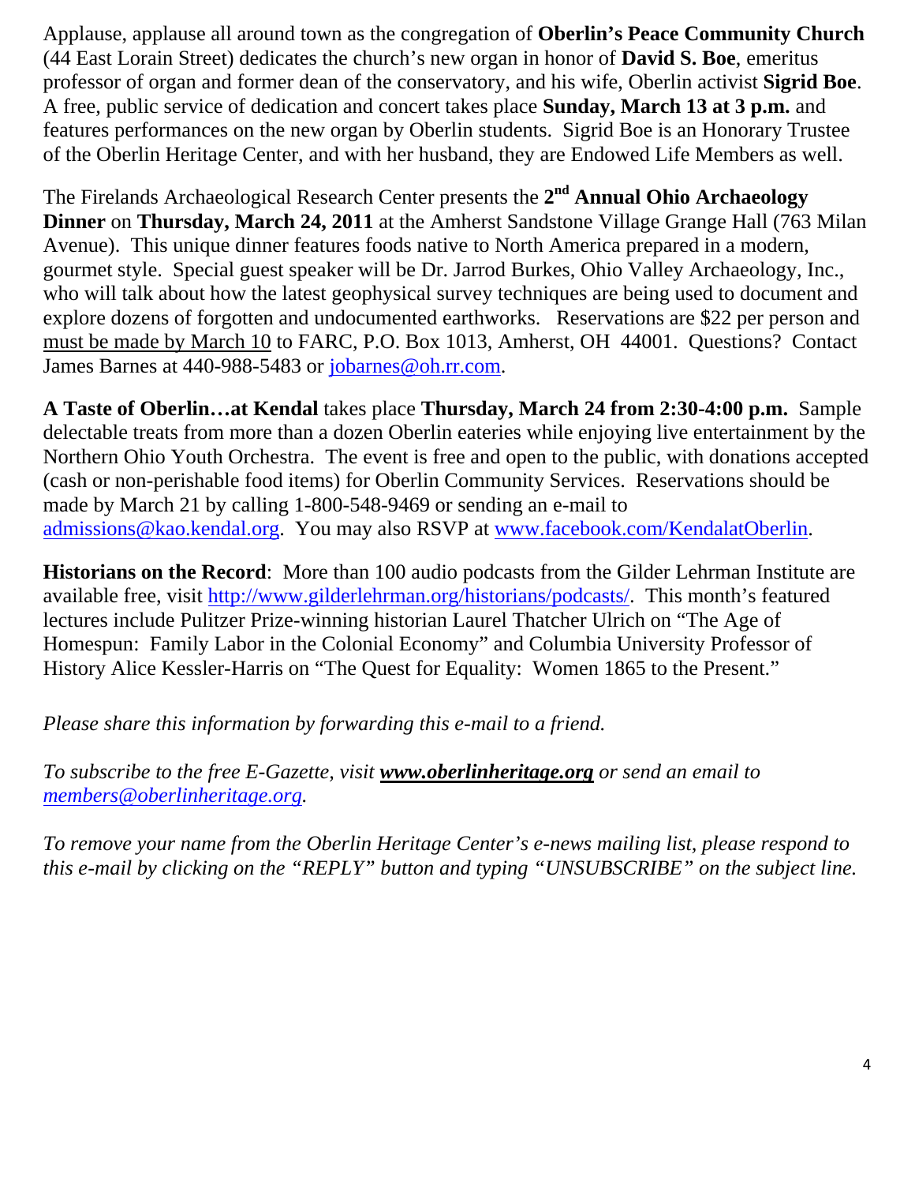Applause, applause all around town as the congregation of **Oberlin's Peace Community Church** (44 East Lorain Street) dedicates the church's new organ in honor of **David S. Boe**, emeritus professor of organ and former dean of the conservatory, and his wife, Oberlin activist **Sigrid Boe**. A free, public service of dedication and concert takes place **Sunday, March 13 at 3 p.m.** and features performances on the new organ by Oberlin students. Sigrid Boe is an Honorary Trustee of the Oberlin Heritage Center, and with her husband, they are Endowed Life Members as well.

The Firelands Archaeological Research Center presents the **2nd Annual Ohio Archaeology Dinner** on **Thursday, March 24, 2011** at the Amherst Sandstone Village Grange Hall (763 Milan Avenue). This unique dinner features foods native to North America prepared in a modern, gourmet style. Special guest speaker will be Dr. Jarrod Burkes, Ohio Valley Archaeology, Inc., who will talk about how the latest geophysical survey techniques are being used to document and explore dozens of forgotten and undocumented earthworks. Reservations are $22 per person and must be made by March 10 to FARC, P.O. Box 1013, Amherst, OH 44001. Questions? Contact James Barnes at 440-988-5483 or jobarnes@oh.rr.com.

**A Taste of Oberlin…at Kendal** takes place **Thursday, March 24 from 2:30-4:00 p.m.** Sample delectable treats from more than a dozen Oberlin eateries while enjoying live entertainment by the Northern Ohio Youth Orchestra. The event is free and open to the public, with donations accepted (cash or non-perishable food items) for Oberlin Community Services. Reservations should be made by March 21 by calling 1-800-548-9469 or sending an e-mail to admissions@kao.kendal.org. You may also RSVP at www.facebook.com/KendalatOberlin.

**Historians on the Record**: More than 100 audio podcasts from the Gilder Lehrman Institute are available free, visit http://www.gilderlehrman.org/historians/podcasts/. This month's featured lectures include Pulitzer Prize-winning historian Laurel Thatcher Ulrich on "The Age of Homespun: Family Labor in the Colonial Economy" and Columbia University Professor of History Alice Kessler-Harris on "The Quest for Equality: Women 1865 to the Present."

*Please share this information by forwarding this e-mail to a friend.*

*To subscribe to the free E-Gazette, visit **www.oberlinheritage.org** or send an email to members@oberlinheritage.org.*

*To remove your name from the Oberlin Heritage Center's e-news mailing list, please respond to this e-mail by clicking on the "REPLY" button and typing "UNSUBSCRIBE" on the subject line.*